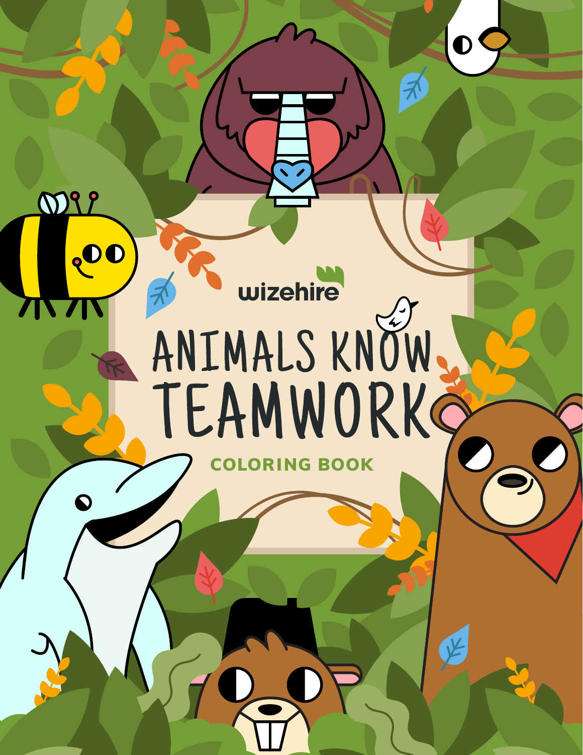wizehire

# ANIMALS KNOW TEAMWORK

## COLORING BOOK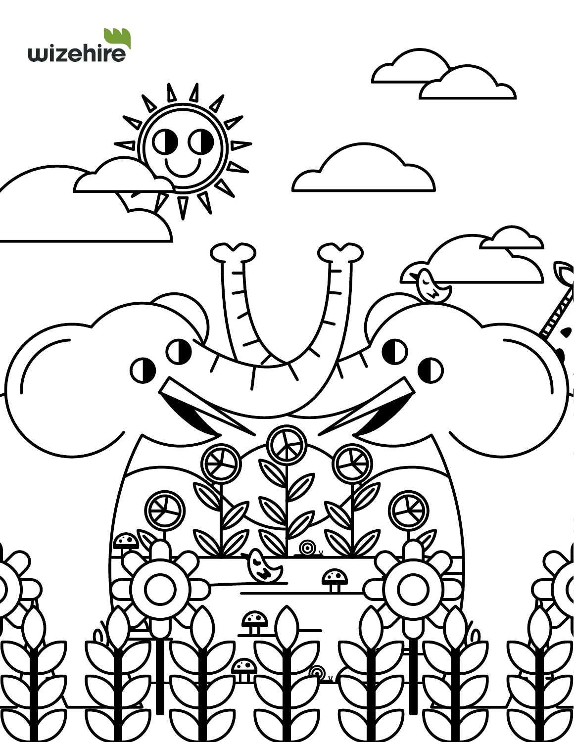wizehire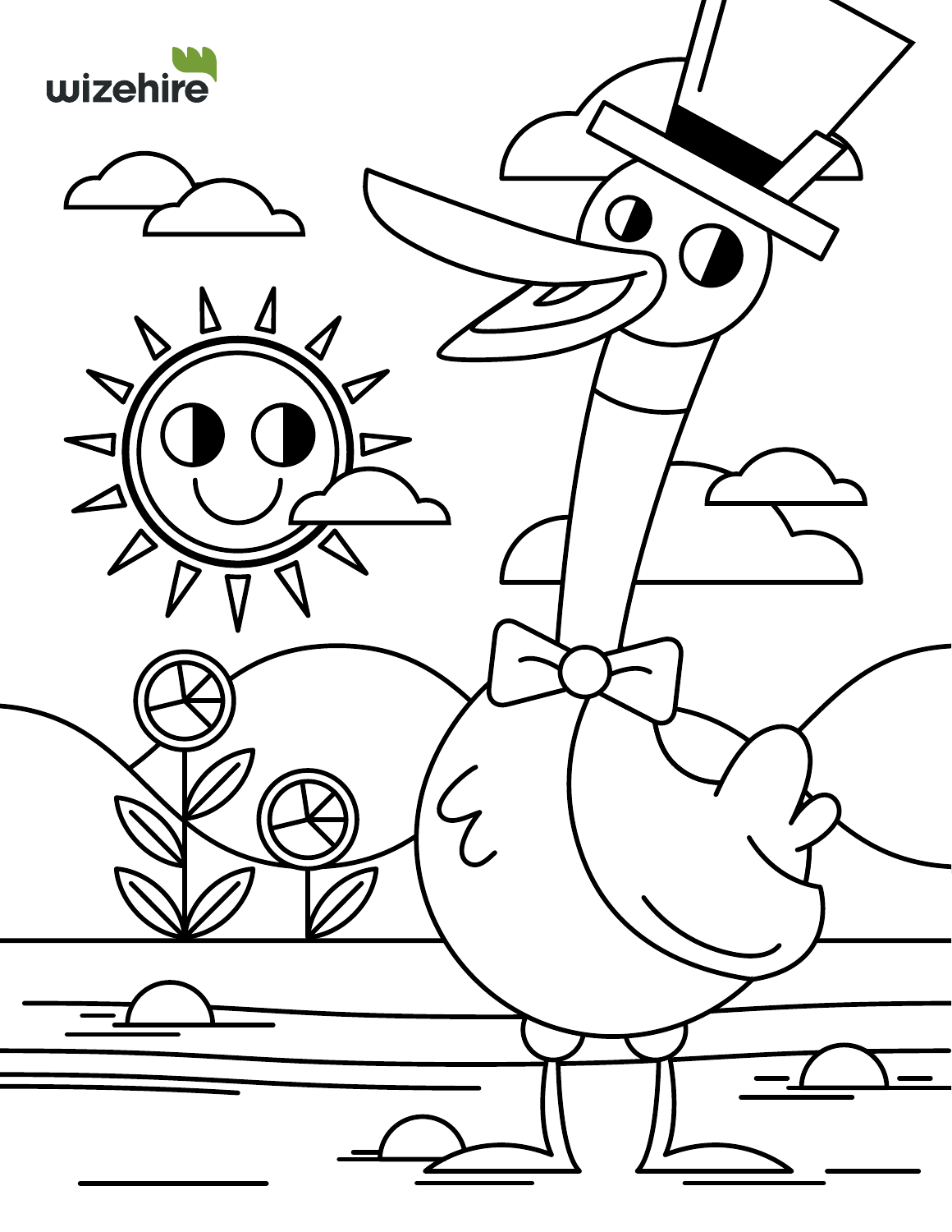wizehire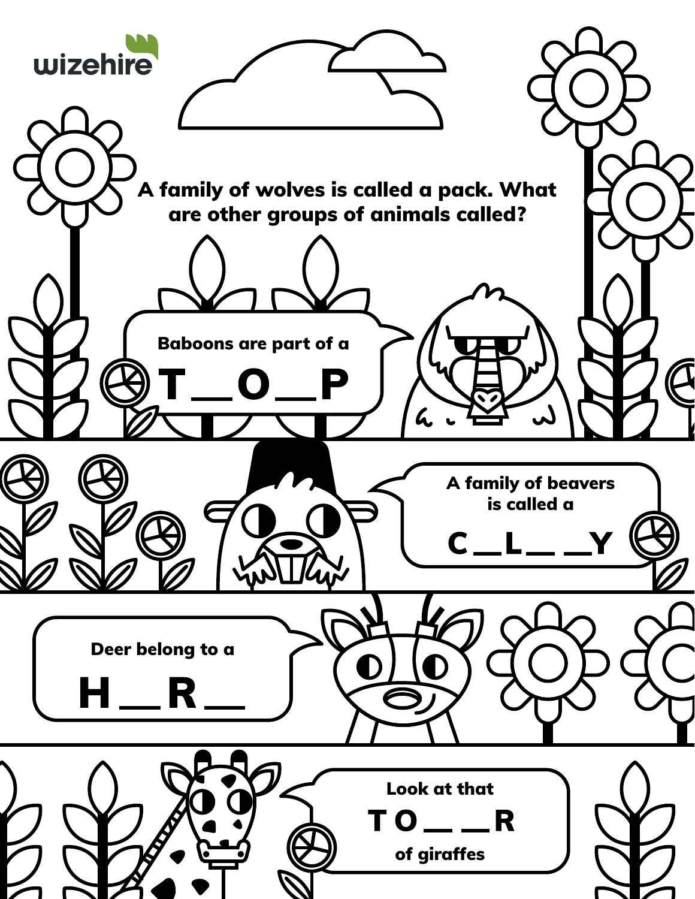A family of wolves is called a pack. What are other groups of animals called?

Baboons are part of a

T__O__P

A family of beavers is called a

C__L__ __Y

Deer belong to a

H__R__

Look at that

TO__ __R

of giraffes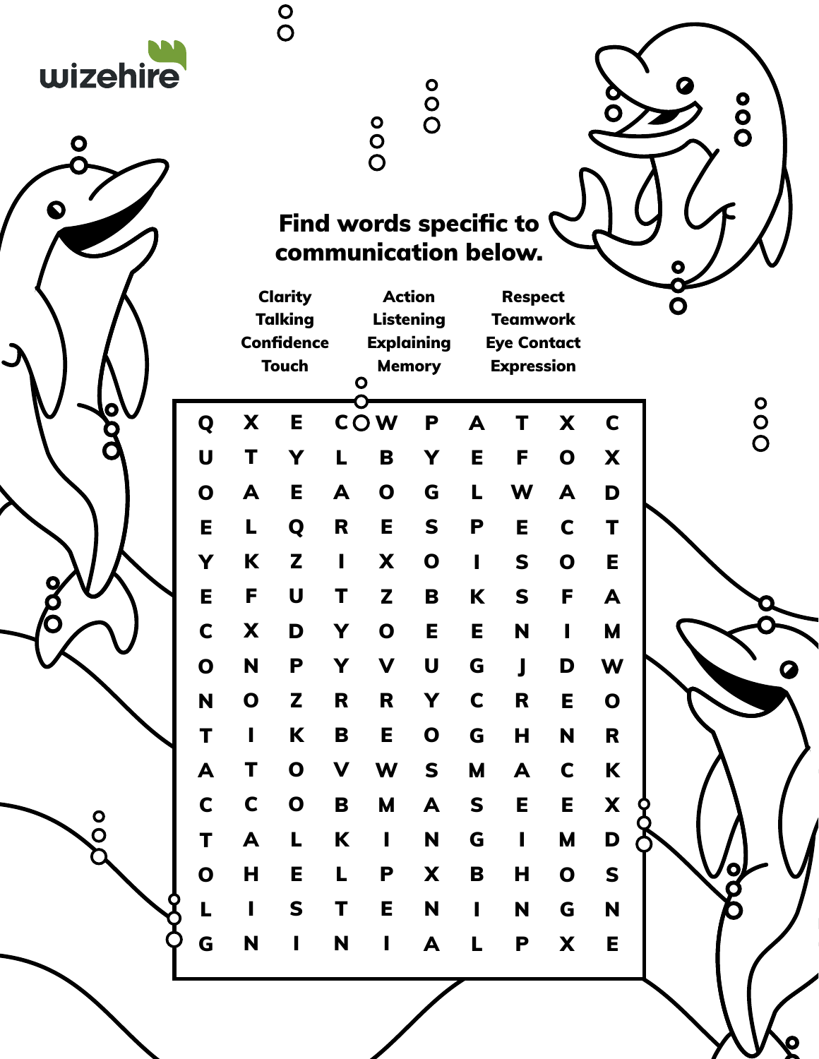## Find words specific to communication below.

| | | |
|---|---|---|
| Clarity | Action | Respect |
| Talking | Listening | Teamwork |
| Confidence | Explaining | Eye Contact |
| Touch | Memory | Expression |

| | | | | | | | | | |
|---|---|---|---|---|---|---|---|---|---|
| Q | X | E | C | W | P | A | T | X | C |
| U | T | Y | L | B | Y | E | F | O | X |
| O | A | E | A | O | G | L | W | A | D |
| E | L | Q | R | E | S | P | E | C | T |
| Y | K | Z | I | X | O | I | S | O | E |
| E | F | U | T | Z | B | K | S | F | A |
| C | X | D | Y | O | E | E | N | I | M |
| O | N | P | Y | V | U | G | J | D | W |
| N | O | Z | R | R | Y | C | R | E | O |
| T | I | K | B | E | O | G | H | N | R |
| A | T | O | V | W | S | M | A | C | K |
| C | C | O | B | M | A | S | E | E | X |
| T | A | L | K | I | N | G | I | M | D |
| O | H | E | L | P | X | B | H | O | S |
| L | I | S | T | E | N | I | N | G | N |
| G | N | I | N | I | A | L | P | X | E |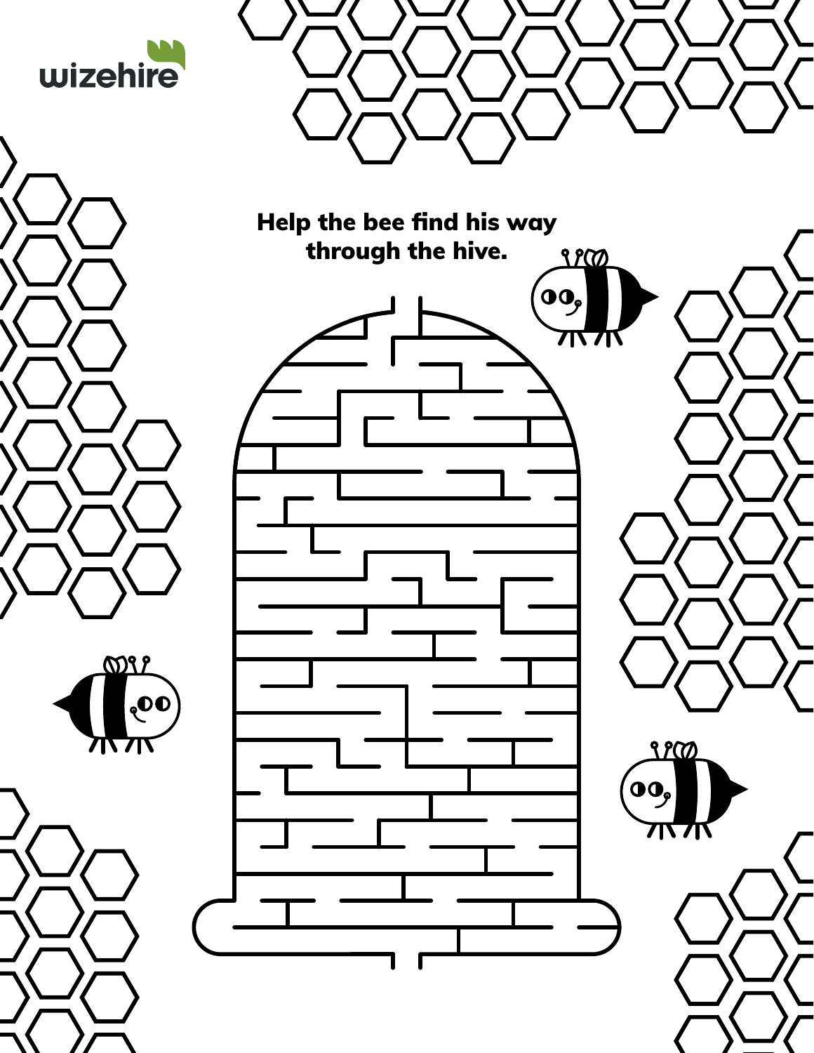Help the bee find his way through the hive.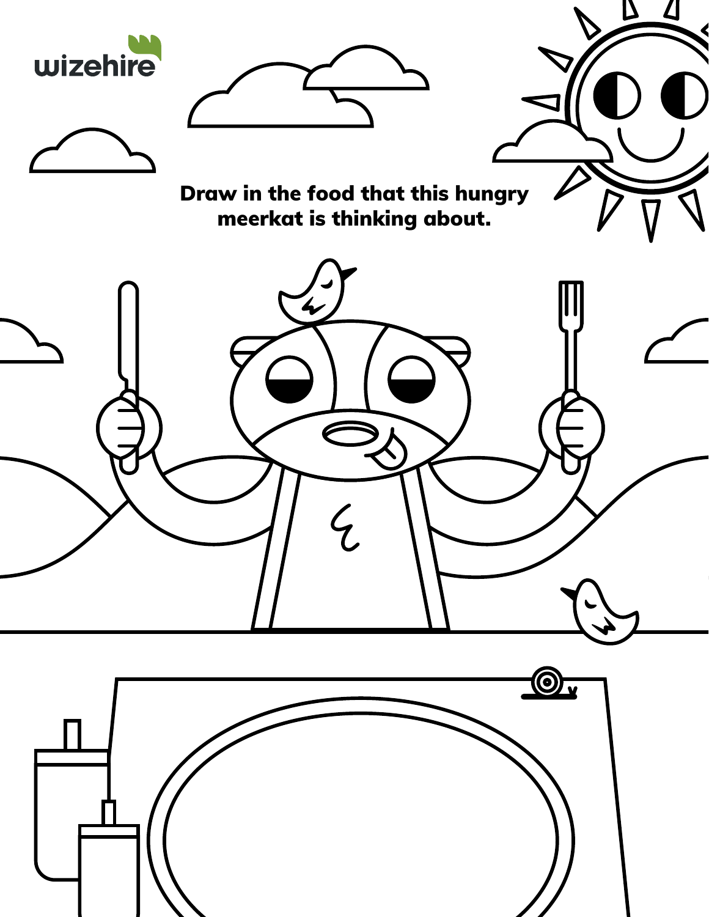wizehire

Draw in the food that this hungry meerkat is thinking about.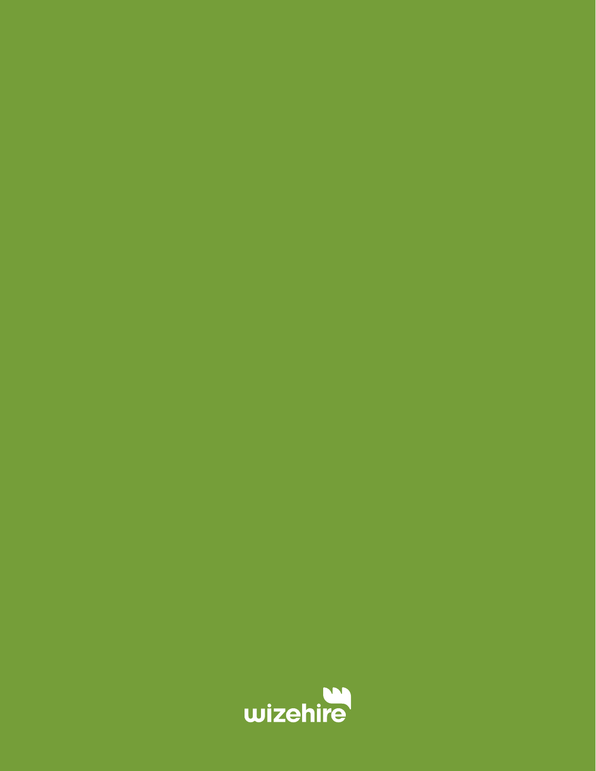wizehire